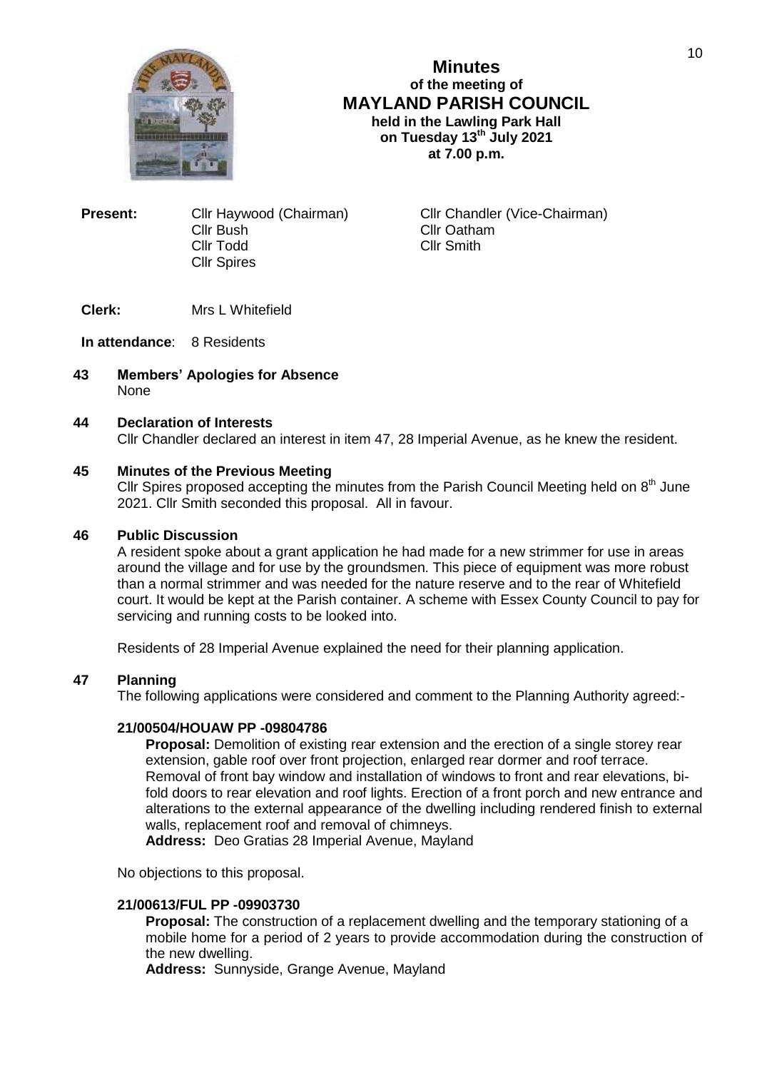# Minutes
## of the meeting of
## MAYLAND PARISH COUNCIL
**held in the Lawling Park Hall**
**on Tuesday 13th July 2021**
**at 7.00 p.m.**

**Present:** Cllr Haywood (Chairman), Cllr Chandler (Vice-Chairman), Cllr Bush, Cllr Oatham, Cllr Todd, Cllr Smith, Cllr Spires

**Clerk:** Mrs L Whitefield

**In attendance**: 8 Residents

**43 Members' Apologies for Absence**

None

**44 Declaration of Interests**

Cllr Chandler declared an interest in item 47, 28 Imperial Avenue, as he knew the resident.

**45 Minutes of the Previous Meeting**

Cllr Spires proposed accepting the minutes from the Parish Council Meeting held on 8th June 2021. Cllr Smith seconded this proposal. All in favour.

**46 Public Discussion**

A resident spoke about a grant application he had made for a new strimmer for use in areas around the village and for use by the groundsmen. This piece of equipment was more robust than a normal strimmer and was needed for the nature reserve and to the rear of Whitefield court. It would be kept at the Parish container. A scheme with Essex County Council to pay for servicing and running costs to be looked into.

Residents of 28 Imperial Avenue explained the need for their planning application.

**47 Planning**

The following applications were considered and comment to the Planning Authority agreed:-

**21/00504/HOUAW PP -09804786**

**Proposal:** Demolition of existing rear extension and the erection of a single storey rear extension, gable roof over front projection, enlarged rear dormer and roof terrace. Removal of front bay window and installation of windows to front and rear elevations, bi-fold doors to rear elevation and roof lights. Erection of a front porch and new entrance and alterations to the external appearance of the dwelling including rendered finish to external walls, replacement roof and removal of chimneys.
**Address:** Deo Gratias 28 Imperial Avenue, Mayland

No objections to this proposal.

**21/00613/FUL PP -09903730**

**Proposal:** The construction of a replacement dwelling and the temporary stationing of a mobile home for a period of 2 years to provide accommodation during the construction of the new dwelling.
**Address:** Sunnyside, Grange Avenue, Mayland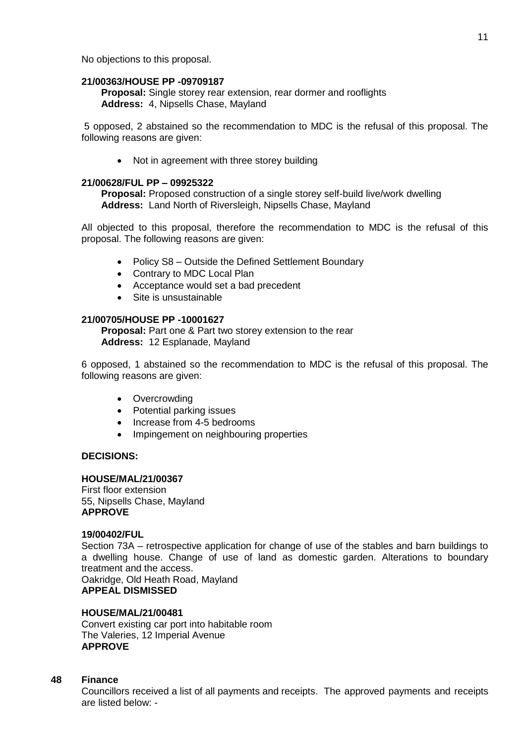No objections to this proposal.

**21/00363/HOUSE PP -09709187**

**Proposal:** Single storey rear extension, rear dormer and rooflights
**Address:** 4, Nipsells Chase, Mayland

5 opposed, 2 abstained so the recommendation to MDC is the refusal of this proposal. The following reasons are given:

- Not in agreement with three storey building

**21/00628/FUL PP – 09925322**

**Proposal:** Proposed construction of a single storey self-build live/work dwelling
**Address:** Land North of Riversleigh, Nipsells Chase, Mayland

All objected to this proposal, therefore the recommendation to MDC is the refusal of this proposal. The following reasons are given:

- Policy S8 – Outside the Defined Settlement Boundary
- Contrary to MDC Local Plan
- Acceptance would set a bad precedent
- Site is unsustainable

**21/00705/HOUSE PP -10001627**

**Proposal:** Part one & Part two storey extension to the rear
**Address:** 12 Esplanade, Mayland

6 opposed, 1 abstained so the recommendation to MDC is the refusal of this proposal. The following reasons are given:

- Overcrowding
- Potential parking issues
- Increase from 4-5 bedrooms
- Impingement on neighbouring properties

**DECISIONS:**

**HOUSE/MAL/21/00367**
First floor extension
55, Nipsells Chase, Mayland
**APPROVE**

**19/00402/FUL**
Section 73A – retrospective application for change of use of the stables and barn buildings to a dwelling house. Change of use of land as domestic garden. Alterations to boundary treatment and the access.
Oakridge, Old Heath Road, Mayland
**APPEAL DISMISSED**

**HOUSE/MAL/21/00481**
Convert existing car port into habitable room
The Valeries, 12 Imperial Avenue
**APPROVE**

**48 Finance**

Councillors received a list of all payments and receipts. The approved payments and receipts are listed below: -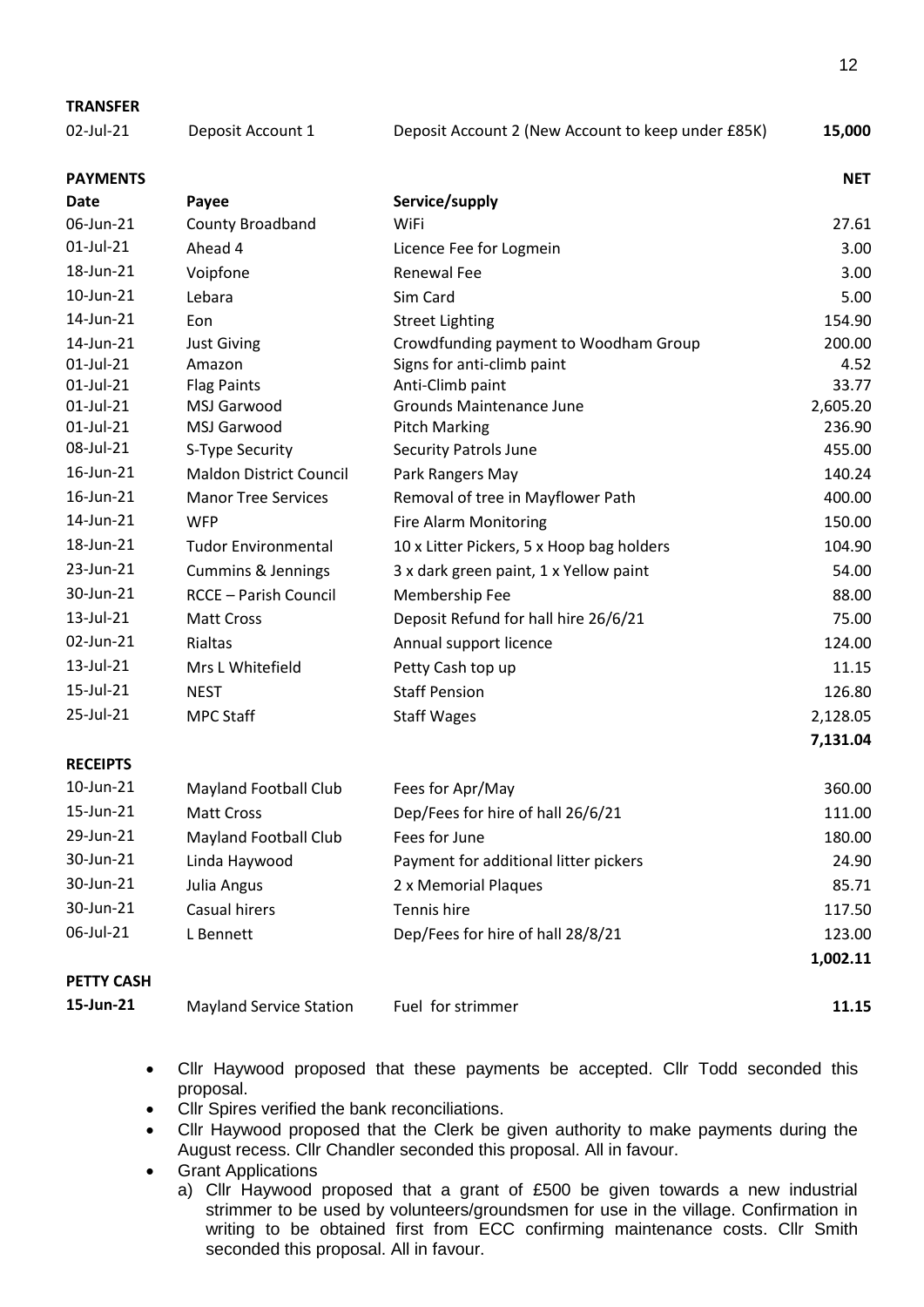**TRANSFER**

| | | | |
|---|---|---|---|
| 02-Jul-21 | Deposit Account 1 | Deposit Account 2 (New Account to keep under £85K) | **15,000** |

**PAYMENTS**

| Date | Payee | Service/supply | NET |
|---|---|---|---|
| 06-Jun-21 | County Broadband | WiFi | 27.61 |
| 01-Jul-21 | Ahead 4 | Licence Fee for Logmein | 3.00 |
| 18-Jun-21 | Voipfone | Renewal Fee | 3.00 |
| 10-Jun-21 | Lebara | Sim Card | 5.00 |
| 14-Jun-21 | Eon | Street Lighting | 154.90 |
| 14-Jun-21 | Just Giving | Crowdfunding payment to Woodham Group | 200.00 |
| 01-Jul-21 | Amazon | Signs for anti-climb paint | 4.52 |
| 01-Jul-21 | Flag Paints | Anti-Climb paint | 33.77 |
| 01-Jul-21 | MSJ Garwood | Grounds Maintenance June | 2,605.20 |
| 01-Jul-21 | MSJ Garwood | Pitch Marking | 236.90 |
| 08-Jul-21 | S-Type Security | Security Patrols June | 455.00 |
| 16-Jun-21 | Maldon District Council | Park Rangers May | 140.24 |
| 16-Jun-21 | Manor Tree Services | Removal of tree in Mayflower Path | 400.00 |
| 14-Jun-21 | WFP | Fire Alarm Monitoring | 150.00 |
| 18-Jun-21 | Tudor Environmental | 10 x Litter Pickers, 5 x Hoop bag holders | 104.90 |
| 23-Jun-21 | Cummins & Jennings | 3 x dark green paint, 1 x Yellow paint | 54.00 |
| 30-Jun-21 | RCCE – Parish Council | Membership Fee | 88.00 |
| 13-Jul-21 | Matt Cross | Deposit Refund for hall hire 26/6/21 | 75.00 |
| 02-Jun-21 | Rialtas | Annual support licence | 124.00 |
| 13-Jul-21 | Mrs L Whitefield | Petty Cash top up | 11.15 |
| 15-Jul-21 | NEST | Staff Pension | 126.80 |
| 25-Jul-21 | MPC Staff | Staff Wages | 2,128.05 |
| | | | **7,131.04** |

**RECEIPTS**

| | | | |
|---|---|---|---|
| 10-Jun-21 | Mayland Football Club | Fees for Apr/May | 360.00 |
| 15-Jun-21 | Matt Cross | Dep/Fees for hire of hall 26/6/21 | 111.00 |
| 29-Jun-21 | Mayland Football Club | Fees for June | 180.00 |
| 30-Jun-21 | Linda Haywood | Payment for additional litter pickers | 24.90 |
| 30-Jun-21 | Julia Angus | 2 x Memorial Plaques | 85.71 |
| 30-Jun-21 | Casual hirers | Tennis hire | 117.50 |
| 06-Jul-21 | L Bennett | Dep/Fees for hire of hall 28/8/21 | 123.00 |
| | | | **1,002.11** |

**PETTY CASH**

| | | | |
|---|---|---|---|
| **15-Jun-21** | Mayland Service Station | Fuel for strimmer | **11.15** |

- Cllr Haywood proposed that these payments be accepted. Cllr Todd seconded this proposal.
- Cllr Spires verified the bank reconciliations.
- Cllr Haywood proposed that the Clerk be given authority to make payments during the August recess. Cllr Chandler seconded this proposal. All in favour.
- Grant Applications
  a) Cllr Haywood proposed that a grant of £500 be given towards a new industrial strimmer to be used by volunteers/groundsmen for use in the village. Confirmation in writing to be obtained first from ECC confirming maintenance costs. Cllr Smith seconded this proposal. All in favour.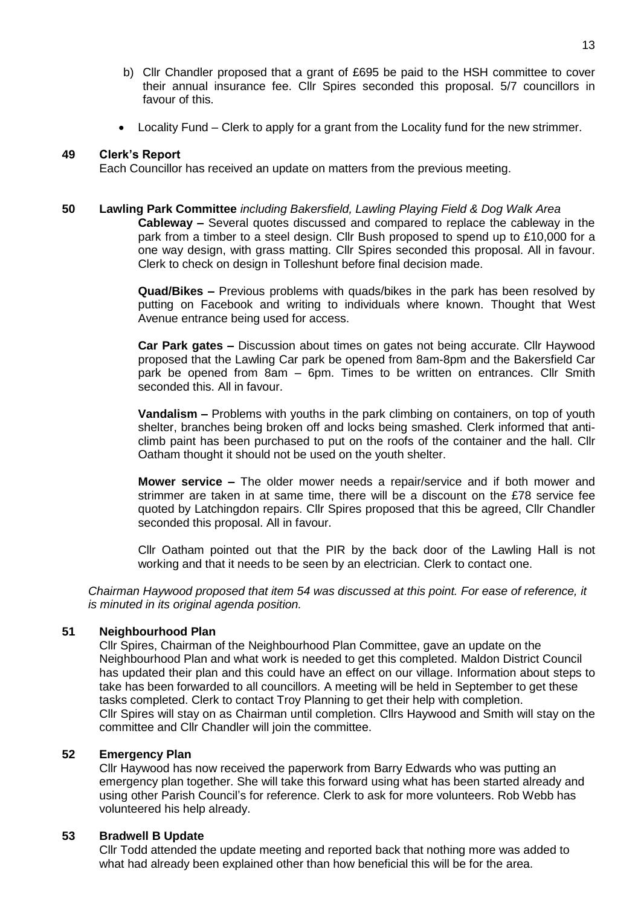b) Cllr Chandler proposed that a grant of £695 be paid to the HSH committee to cover their annual insurance fee. Cllr Spires seconded this proposal. 5/7 councillors in favour of this.

- Locality Fund – Clerk to apply for a grant from the Locality fund for the new strimmer.

**49 Clerk's Report**

Each Councillor has received an update on matters from the previous meeting.

**50 Lawling Park Committee** *including Bakersfield, Lawling Playing Field & Dog Walk Area*

**Cableway –** Several quotes discussed and compared to replace the cableway in the park from a timber to a steel design. Cllr Bush proposed to spend up to £10,000 for a one way design, with grass matting. Cllr Spires seconded this proposal. All in favour. Clerk to check on design in Tolleshunt before final decision made.

**Quad/Bikes –** Previous problems with quads/bikes in the park has been resolved by putting on Facebook and writing to individuals where known. Thought that West Avenue entrance being used for access.

**Car Park gates –** Discussion about times on gates not being accurate. Cllr Haywood proposed that the Lawling Car park be opened from 8am-8pm and the Bakersfield Car park be opened from 8am – 6pm. Times to be written on entrances. Cllr Smith seconded this. All in favour.

**Vandalism –** Problems with youths in the park climbing on containers, on top of youth shelter, branches being broken off and locks being smashed. Clerk informed that anti-climb paint has been purchased to put on the roofs of the container and the hall. Cllr Oatham thought it should not be used on the youth shelter.

**Mower service –** The older mower needs a repair/service and if both mower and strimmer are taken in at same time, there will be a discount on the £78 service fee quoted by Latchingdon repairs. Cllr Spires proposed that this be agreed, Cllr Chandler seconded this proposal. All in favour.

Cllr Oatham pointed out that the PIR by the back door of the Lawling Hall is not working and that it needs to be seen by an electrician. Clerk to contact one.

*Chairman Haywood proposed that item 54 was discussed at this point. For ease of reference, it is minuted in its original agenda position.*

**51 Neighbourhood Plan**

Cllr Spires, Chairman of the Neighbourhood Plan Committee, gave an update on the Neighbourhood Plan and what work is needed to get this completed. Maldon District Council has updated their plan and this could have an effect on our village. Information about steps to take has been forwarded to all councillors. A meeting will be held in September to get these tasks completed. Clerk to contact Troy Planning to get their help with completion. Cllr Spires will stay on as Chairman until completion. Cllrs Haywood and Smith will stay on the committee and Cllr Chandler will join the committee.

**52 Emergency Plan**

Cllr Haywood has now received the paperwork from Barry Edwards who was putting an emergency plan together. She will take this forward using what has been started already and using other Parish Council's for reference. Clerk to ask for more volunteers. Rob Webb has volunteered his help already.

**53 Bradwell B Update**

Cllr Todd attended the update meeting and reported back that nothing more was added to what had already been explained other than how beneficial this will be for the area.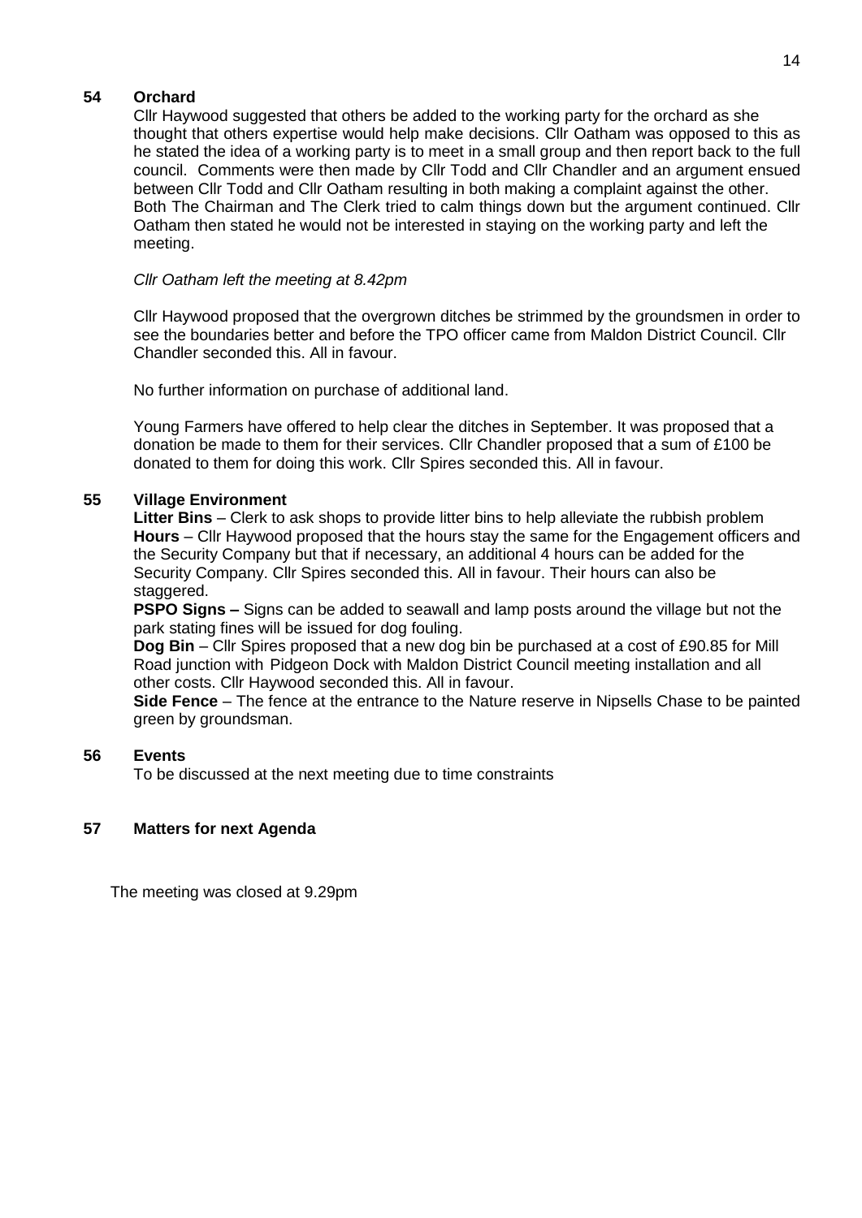**54 Orchard**

Cllr Haywood suggested that others be added to the working party for the orchard as she thought that others expertise would help make decisions. Cllr Oatham was opposed to this as he stated the idea of a working party is to meet in a small group and then report back to the full council. Comments were then made by Cllr Todd and Cllr Chandler and an argument ensued between Cllr Todd and Cllr Oatham resulting in both making a complaint against the other. Both The Chairman and The Clerk tried to calm things down but the argument continued. Cllr Oatham then stated he would not be interested in staying on the working party and left the meeting.

*Cllr Oatham left the meeting at 8.42pm*

Cllr Haywood proposed that the overgrown ditches be strimmed by the groundsmen in order to see the boundaries better and before the TPO officer came from Maldon District Council. Cllr Chandler seconded this. All in favour.

No further information on purchase of additional land.

Young Farmers have offered to help clear the ditches in September. It was proposed that a donation be made to them for their services. Cllr Chandler proposed that a sum of £100 be donated to them for doing this work. Cllr Spires seconded this. All in favour.

**55 Village Environment**

**Litter Bins** – Clerk to ask shops to provide litter bins to help alleviate the rubbish problem
**Hours** – Cllr Haywood proposed that the hours stay the same for the Engagement officers and the Security Company but that if necessary, an additional 4 hours can be added for the Security Company. Cllr Spires seconded this. All in favour. Their hours can also be staggered.
**PSPO Signs –** Signs can be added to seawall and lamp posts around the village but not the park stating fines will be issued for dog fouling.
**Dog Bin** – Cllr Spires proposed that a new dog bin be purchased at a cost of £90.85 for Mill Road junction with Pidgeon Dock with Maldon District Council meeting installation and all other costs. Cllr Haywood seconded this. All in favour.
**Side Fence** – The fence at the entrance to the Nature reserve in Nipsells Chase to be painted green by groundsman.

**56 Events**

To be discussed at the next meeting due to time constraints

**57 Matters for next Agenda**

The meeting was closed at 9.29pm